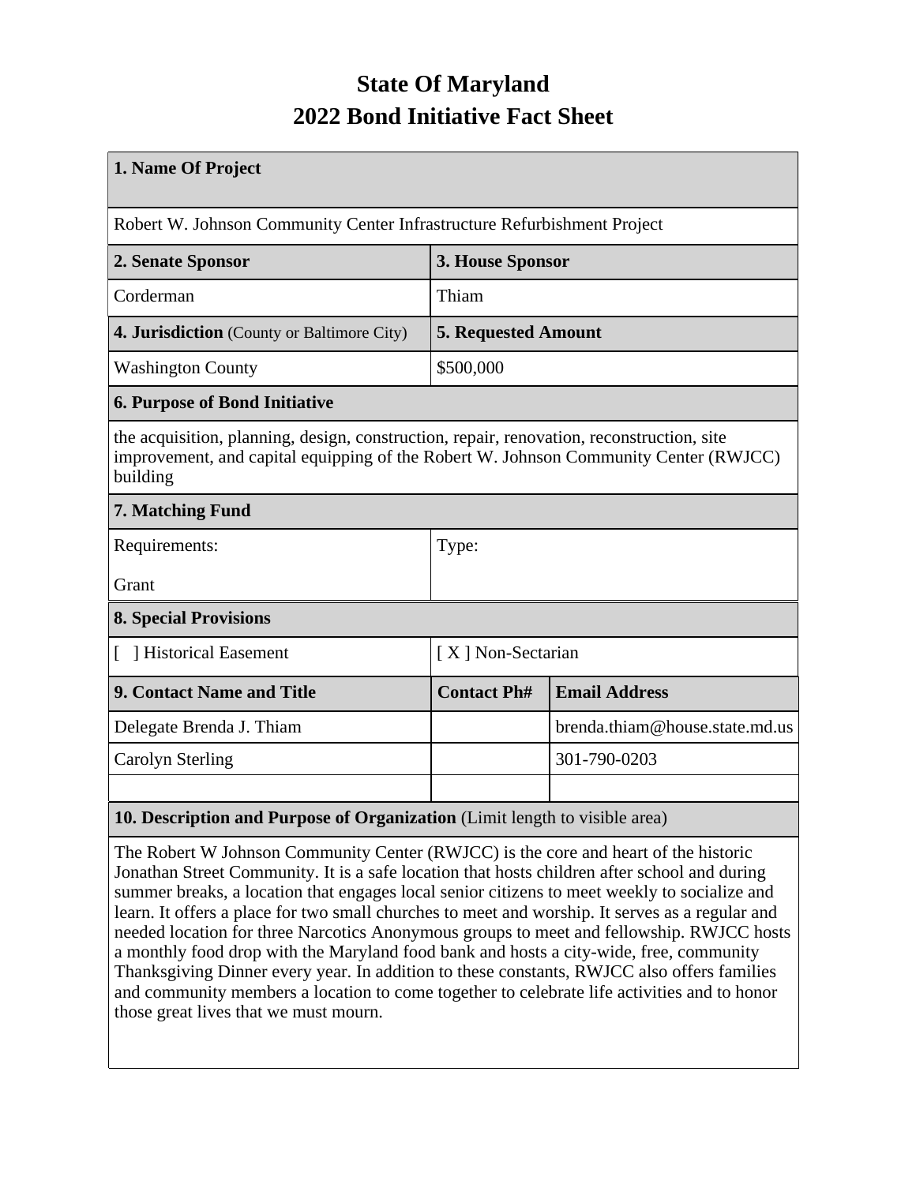# State Of Maryland
# 2022 Bond Initiative Fact Sheet

| 1. Name Of Project | | |
|---|---|---|
| Robert W. Johnson Community Center Infrastructure Refurbishment Project | | |
| **2. Senate Sponsor** | **3. House Sponsor** | |
| Corderman | Thiam | |
| **4. Jurisdiction** (County or Baltimore City) | **5. Requested Amount** | |
| Washington County | $500,000 | |
| **6. Purpose of Bond Initiative** | | |
| the acquisition, planning, design, construction, repair, renovation, reconstruction, site improvement, and capital equipping of the Robert W. Johnson Community Center (RWJCC) building | | |
| **7. Matching Fund** | | |
| Requirements: Grant | Type: | |
| **8. Special Provisions** | | |
| [ ] Historical Easement | [ X ] Non-Sectarian | |
| **9. Contact Name and Title** | **Contact Ph#** | **Email Address** |
| Delegate Brenda J. Thiam | | brenda.thiam@house.state.md.us |
| Carolyn Sterling | | 301-790-0203 |
| | | |
| **10. Description and Purpose of Organization** (Limit length to visible area) | | |
| The Robert W Johnson Community Center (RWJCC) is the core and heart of the historic Jonathan Street Community. It is a safe location that hosts children after school and during summer breaks, a location that engages local senior citizens to meet weekly to socialize and learn. It offers a place for two small churches to meet and worship. It serves as a regular and needed location for three Narcotics Anonymous groups to meet and fellowship. RWJCC hosts a monthly food drop with the Maryland food bank and hosts a city-wide, free, community Thanksgiving Dinner every year. In addition to these constants, RWJCC also offers families and community members a location to come together to celebrate life activities and to honor those great lives that we must mourn. | | |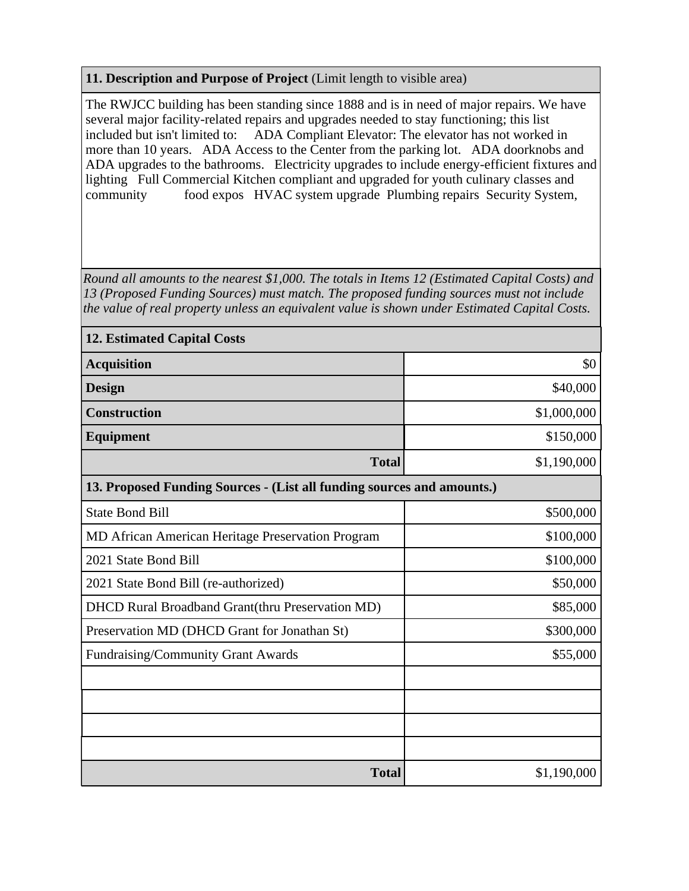**11. Description and Purpose of Project** (Limit length to visible area)

The RWJCC building has been standing since 1888 and is in need of major repairs. We have several major facility-related repairs and upgrades needed to stay functioning; this list included but isn't limited to: ADA Compliant Elevator: The elevator has not worked in more than 10 years. ADA Access to the Center from the parking lot. ADA doorknobs and ADA upgrades to the bathrooms. Electricity upgrades to include energy-efficient fixtures and lighting Full Commercial Kitchen compliant and upgraded for youth culinary classes and community food expos HVAC system upgrade Plumbing repairs Security System,

*Round all amounts to the nearest $1,000. The totals in Items 12 (Estimated Capital Costs) and 13 (Proposed Funding Sources) must match. The proposed funding sources must not include the value of real property unless an equivalent value is shown under Estimated Capital Costs.*

| **12. Estimated Capital Costs** | |
|---|---|
| **Acquisition** | $0 |
| **Design** | $40,000 |
| **Construction** | $1,000,000 |
| **Equipment** | $150,000 |
| **Total** | $1,190,000 |

| **13. Proposed Funding Sources - (List all funding sources and amounts.)** | |
|---|---|
| State Bond Bill | $500,000 |
| MD African American Heritage Preservation Program | $100,000 |
| 2021 State Bond Bill | $100,000 |
| 2021 State Bond Bill (re-authorized) | $50,000 |
| DHCD Rural Broadband Grant(thru Preservation MD) | $85,000 |
| Preservation MD (DHCD Grant for Jonathan St) | $300,000 |
| Fundraising/Community Grant Awards | $55,000 |
| | |
| | |
| | |
| | |
| **Total** | $1,190,000 |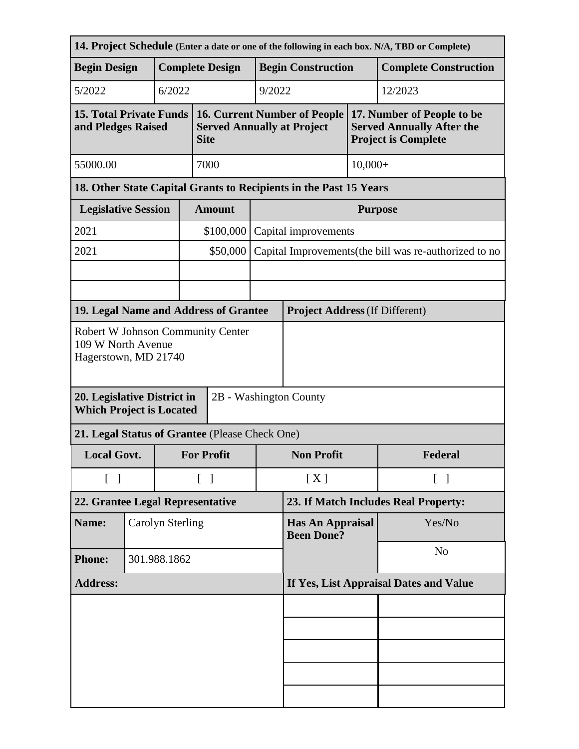| 14. Project Schedule (Enter a date or one of the following in each box. N/A, TBD or Complete) | | | |
|---|---|---|---|
| **Begin Design** | **Complete Design** | **Begin Construction** | **Complete Construction** |
| 5/2022 | 6/2022 | 9/2022 | 12/2023 |

| 15. Total Private Funds and Pledges Raised | 16. Current Number of People Served Annually at Project Site | 17. Number of People to be Served Annually After the Project is Complete |
|---|---|---|
| 55000.00 | 7000 | 10,000+ |

| 18. Other State Capital Grants to Recipients in the Past 15 Years | | |
|---|---|---|
| **Legislative Session** | **Amount** | **Purpose** |
| 2021 | $100,000 | Capital improvements |
| 2021 | $50,000 | Capital Improvements(the bill was re-authorized to no |
| | | |
| | | |

| 19. Legal Name and Address of Grantee | Project Address (If Different) |
|---|---|
| Robert W Johnson Community Center<br>109 W North Avenue<br>Hagerstown, MD 21740 | |

| 20. Legislative District in Which Project is Located | 2B - Washington County |
|---|---|

| 21. Legal Status of Grantee (Please Check One) | | | |
|---|---|---|---|
| **Local Govt.** | **For Profit** | **Non Profit** | **Federal** |
| [ ] | [ ] | [ X ] | [ ] |

| 22. Grantee Legal Representative | | 23. If Match Includes Real Property: | |
|---|---|---|---|
| **Name:** | Carolyn Sterling | **Has An Appraisal Been Done?** | Yes/No |
| **Phone:** | 301.988.1862 | | No |
| **Address:** | | **If Yes, List Appraisal Dates and Value** | |
| | | | |
| | | | |
| | | | |
| | | | |
| | | | |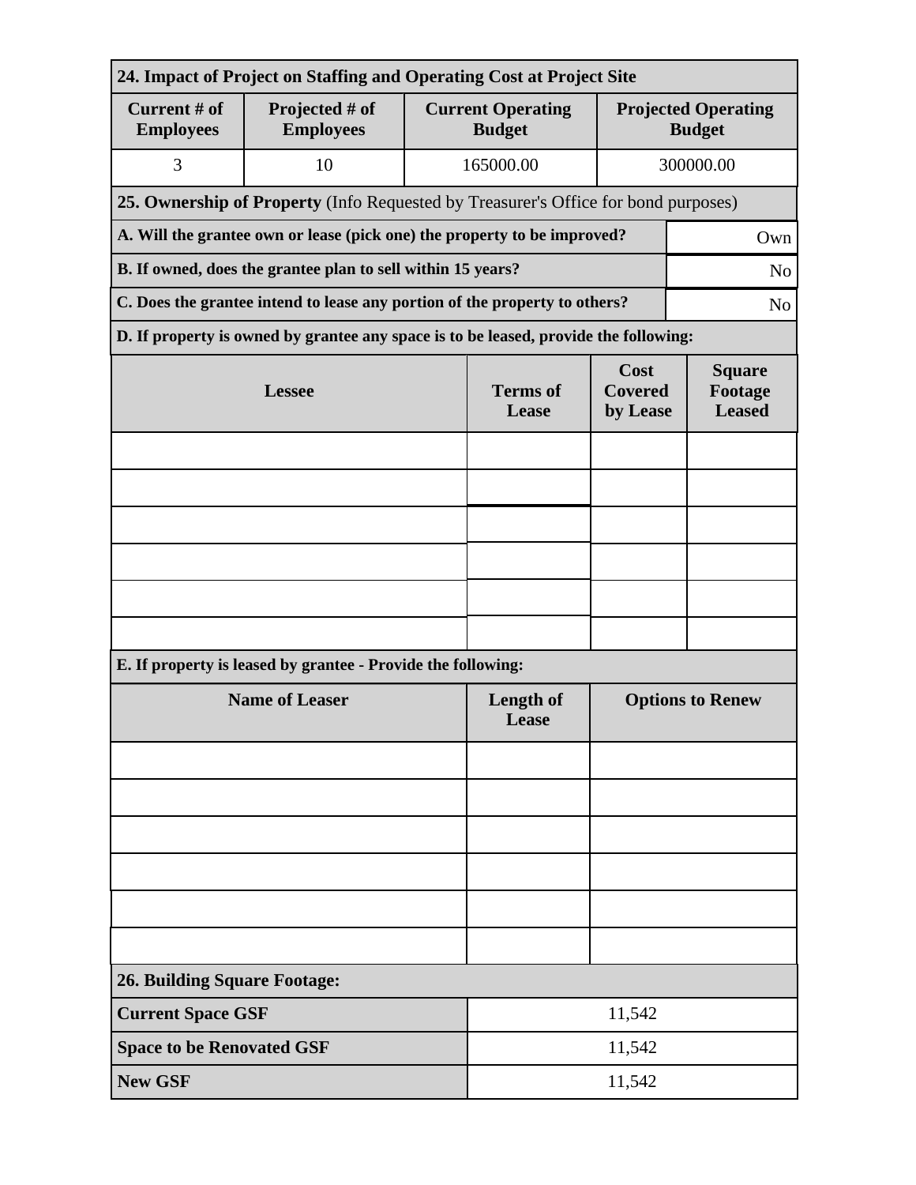| **24. Impact of Project on Staffing and Operating Cost at Project Site** | | | |
|---|---|---|---|
| **Current # of Employees** | **Projected # of Employees** | **Current Operating Budget** | **Projected Operating Budget** |
| 3 | 10 | 165000.00 | 300000.00 |

**25. Ownership of Property** (Info Requested by Treasurer's Office for bond purposes)

| Question | Answer |
|---|---|
| **A. Will the grantee own or lease (pick one) the property to be improved?** | Own |
| **B. If owned, does the grantee plan to sell within 15 years?** | No |
| **C. Does the grantee intend to lease any portion of the property to others?** | No |

**D. If property is owned by grantee any space is to be leased, provide the following:**

| Lessee | Terms of Lease | Cost Covered by Lease | Square Footage Leased |
|---|---|---|---|
| | | | |
| | | | |
| | | | |
| | | | |
| | | | |
| | | | |

**E. If property is leased by grantee - Provide the following:**

| Name of Leaser | Length of Lease | Options to Renew |
|---|---|---|
| | | |
| | | |
| | | |
| | | |
| | | |
| | | |

| **26. Building Square Footage:** | |
|---|---|
| **Current Space GSF** | 11,542 |
| **Space to be Renovated GSF** | 11,542 |
| **New GSF** | 11,542 |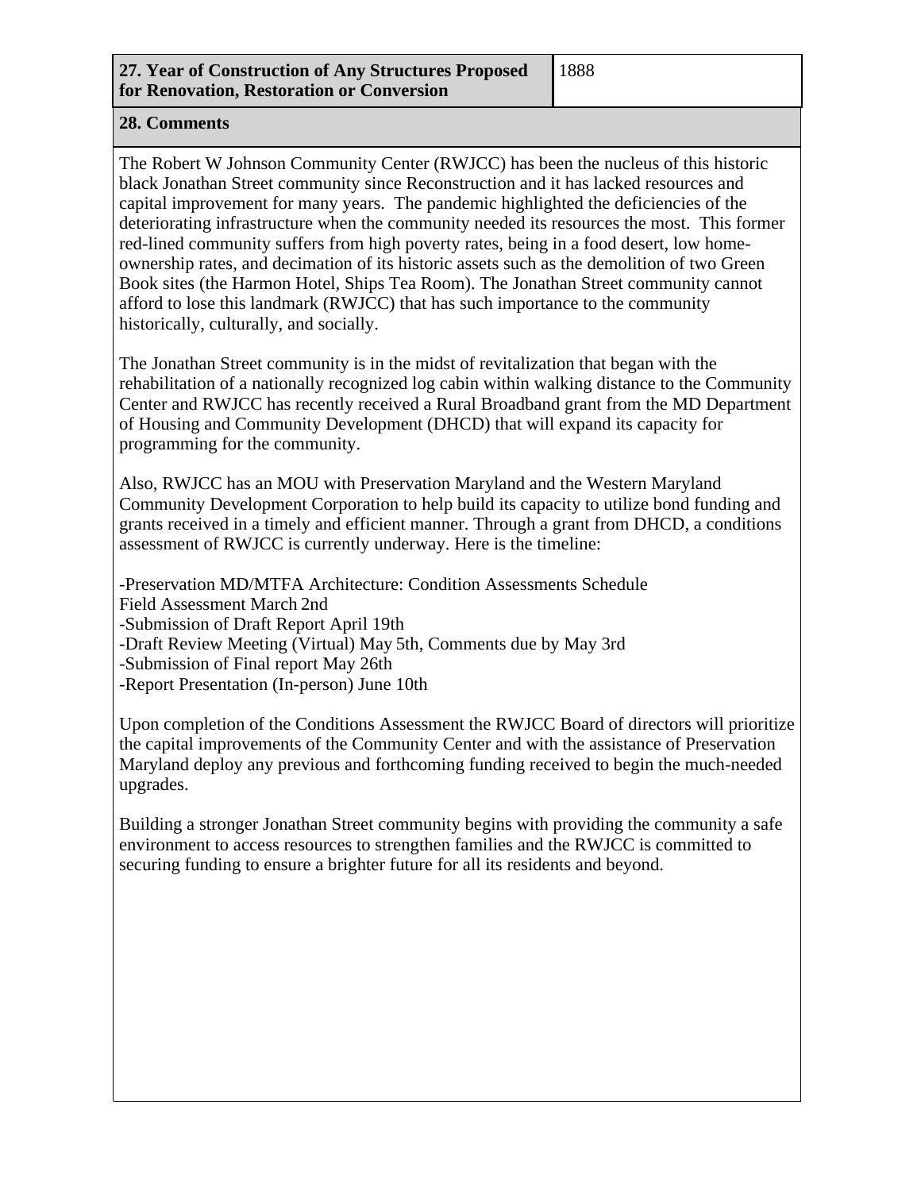| 27. Year of Construction of Any Structures Proposed for Renovation, Restoration or Conversion | 1888 |
| --- | --- |

**28. Comments**

The Robert W Johnson Community Center (RWJCC) has been the nucleus of this historic black Jonathan Street community since Reconstruction and it has lacked resources and capital improvement for many years. The pandemic highlighted the deficiencies of the deteriorating infrastructure when the community needed its resources the most. This former red-lined community suffers from high poverty rates, being in a food desert, low home-ownership rates, and decimation of its historic assets such as the demolition of two Green Book sites (the Harmon Hotel, Ships Tea Room). The Jonathan Street community cannot afford to lose this landmark (RWJCC) that has such importance to the community historically, culturally, and socially.

The Jonathan Street community is in the midst of revitalization that began with the rehabilitation of a nationally recognized log cabin within walking distance to the Community Center and RWJCC has recently received a Rural Broadband grant from the MD Department of Housing and Community Development (DHCD) that will expand its capacity for programming for the community.

Also, RWJCC has an MOU with Preservation Maryland and the Western Maryland Community Development Corporation to help build its capacity to utilize bond funding and grants received in a timely and efficient manner. Through a grant from DHCD, a conditions assessment of RWJCC is currently underway. Here is the timeline:

-Preservation MD/MTFA Architecture: Condition Assessments Schedule
Field Assessment March 2nd
-Submission of Draft Report April 19th
-Draft Review Meeting (Virtual) May 5th, Comments due by May 3rd
-Submission of Final report May 26th
-Report Presentation (In-person) June 10th

Upon completion of the Conditions Assessment the RWJCC Board of directors will prioritize the capital improvements of the Community Center and with the assistance of Preservation Maryland deploy any previous and forthcoming funding received to begin the much-needed upgrades.

Building a stronger Jonathan Street community begins with providing the community a safe environment to access resources to strengthen families and the RWJCC is committed to securing funding to ensure a brighter future for all its residents and beyond.